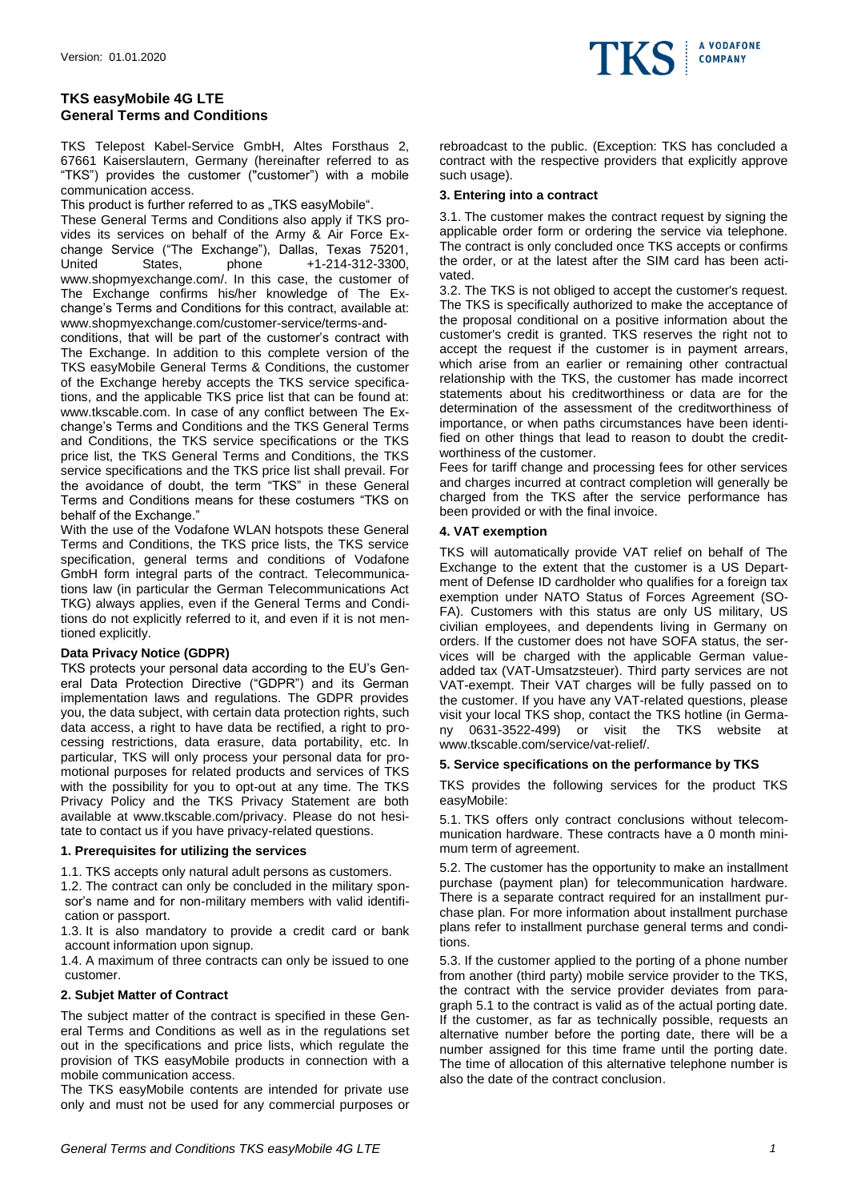Version: 01.01.2020

# TKS easyMobile 4G LTE
# General Terms and Conditions

TKS Telepost Kabel-Service GmbH, Altes Forsthaus 2, 67661 Kaiserslautern, Germany (hereinafter referred to as "TKS") provides the customer ("customer") with a mobile communication access.

This product is further referred to as „TKS easyMobile".

These General Terms and Conditions also apply if TKS provides its services on behalf of the Army & Air Force Exchange Service ("The Exchange"), Dallas, Texas 75201, United States, phone +1-214-312-3300, www.shopmyexchange.com/. In this case, the customer of The Exchange confirms his/her knowledge of The Exchange's Terms and Conditions for this contract, available at: www.shopmyexchange.com/customer-service/terms-and-conditions, that will be part of the customer's contract with The Exchange. In addition to this complete version of the TKS easyMobile General Terms & Conditions, the customer of the Exchange hereby accepts the TKS service specifications, and the applicable TKS price list that can be found at: www.tkscable.com. In case of any conflict between The Exchange's Terms and Conditions and the TKS General Terms and Conditions, the TKS service specifications or the TKS price list, the TKS General Terms and Conditions, the TKS service specifications and the TKS price list shall prevail. For the avoidance of doubt, the term "TKS" in these General Terms and Conditions means for these costumers "TKS on behalf of the Exchange."

With the use of the Vodafone WLAN hotspots these General Terms and Conditions, the TKS price lists, the TKS service specification, general terms and conditions of Vodafone GmbH form integral parts of the contract. Telecommunications law (in particular the German Telecommunications Act TKG) always applies, even if the General Terms and Conditions do not explicitly referred to it, and even if it is not mentioned explicitly.

## Data Privacy Notice (GDPR)

TKS protects your personal data according to the EU's General Data Protection Directive ("GDPR") and its German implementation laws and regulations. The GDPR provides you, the data subject, with certain data protection rights, such data access, a right to have data be rectified, a right to processing restrictions, data erasure, data portability, etc. In particular, TKS will only process your personal data for promotional purposes for related products and services of TKS with the possibility for you to opt-out at any time. The TKS Privacy Policy and the TKS Privacy Statement are both available at www.tkscable.com/privacy. Please do not hesitate to contact us if you have privacy-related questions.

## 1. Prerequisites for utilizing the services

1.1. TKS accepts only natural adult persons as customers.

1.2. The contract can only be concluded in the military sponsor's name and for non-military members with valid identification or passport.

1.3. It is also mandatory to provide a credit card or bank account information upon signup.

1.4. A maximum of three contracts can only be issued to one customer.

## 2. Subjet Matter of Contract

The subject matter of the contract is specified in these General Terms and Conditions as well as in the regulations set out in the specifications and price lists, which regulate the provision of TKS easyMobile products in connection with a mobile communication access.

The TKS easyMobile contents are intended for private use only and must not be used for any commercial purposes or rebroadcast to the public. (Exception: TKS has concluded a contract with the respective providers that explicitly approve such usage).

## 3. Entering into a contract

3.1. The customer makes the contract request by signing the applicable order form or ordering the service via telephone. The contract is only concluded once TKS accepts or confirms the order, or at the latest after the SIM card has been activated.

3.2. The TKS is not obliged to accept the customer's request. The TKS is specifically authorized to make the acceptance of the proposal conditional on a positive information about the customer's credit is granted. TKS reserves the right not to accept the request if the customer is in payment arrears, which arise from an earlier or remaining other contractual relationship with the TKS, the customer has made incorrect statements about his creditworthiness or data are for the determination of the assessment of the creditworthiness of importance, or when paths circumstances have been identified on other things that lead to reason to doubt the creditworthiness of the customer.

Fees for tariff change and processing fees for other services and charges incurred at contract completion will generally be charged from the TKS after the service performance has been provided or with the final invoice.

## 4. VAT exemption

TKS will automatically provide VAT relief on behalf of The Exchange to the extent that the customer is a US Department of Defense ID cardholder who qualifies for a foreign tax exemption under NATO Status of Forces Agreement (SOFA). Customers with this status are only US military, US civilian employees, and dependents living in Germany on orders. If the customer does not have SOFA status, the services will be charged with the applicable German value-added tax (VAT-Umsatzsteuer). Third party services are not VAT-exempt. Their VAT charges will be fully passed on to the customer. If you have any VAT-related questions, please visit your local TKS shop, contact the TKS hotline (in Germany 0631-3522-499) or visit the TKS website at www.tkscable.com/service/vat-relief/.

## 5. Service specifications on the performance by TKS

TKS provides the following services for the product TKS easyMobile:

5.1. TKS offers only contract conclusions without telecommunication hardware. These contracts have a 0 month minimum term of agreement.

5.2. The customer has the opportunity to make an installment purchase (payment plan) for telecommunication hardware. There is a separate contract required for an installment purchase plan. For more information about installment purchase plans refer to installment purchase general terms and conditions.

5.3. If the customer applied to the porting of a phone number from another (third party) mobile service provider to the TKS, the contract with the service provider deviates from paragraph 5.1 to the contract is valid as of the actual porting date. If the customer, as far as technically possible, requests an alternative number before the porting date, there will be a number assigned for this time frame until the porting date. The time of allocation of this alternative telephone number is also the date of the contract conclusion.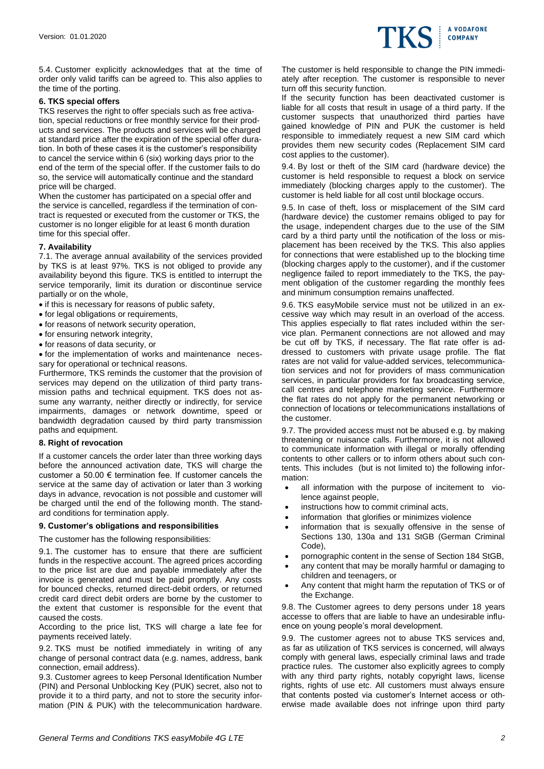5.4. Customer explicitly acknowledges that at the time of order only valid tariffs can be agreed to. This also applies to the time of the porting.

### 6. TKS special offers

TKS reserves the right to offer specials such as free activation, special reductions or free monthly service for their products and services. The products and services will be charged at standard price after the expiration of the special offer duration. In both of these cases it is the customer's responsibility to cancel the service within 6 (six) working days prior to the end of the term of the special offer. If the customer fails to do so, the service will automatically continue and the standard price will be charged.

When the customer has participated on a special offer and the service is cancelled, regardless if the termination of contract is requested or executed from the customer or TKS, the customer is no longer eligible for at least 6 month duration time for this special offer.

### 7. Availability

7.1. The average annual availability of the services provided by TKS is at least 97%. TKS is not obliged to provide any availability beyond this figure. TKS is entitled to interrupt the service temporarily, limit its duration or discontinue service partially or on the whole,

- if this is necessary for reasons of public safety,
- for legal obligations or requirements,
- for reasons of network security operation,
- for ensuring network integrity,
- for reasons of data security, or
- for the implementation of works and maintenance necessary for operational or technical reasons.

Furthermore, TKS reminds the customer that the provision of services may depend on the utilization of third party transmission paths and technical equipment. TKS does not assume any warranty, neither directly or indirectly, for service impairments, damages or network downtime, speed or bandwidth degradation caused by third party transmission paths and equipment.

### 8. Right of revocation

If a customer cancels the order later than three working days before the announced activation date, TKS will charge the customer a 50.00 € termination fee. If customer cancels the service at the same day of activation or later than 3 working days in advance, revocation is not possible and customer will be charged until the end of the following month. The standard conditions for termination apply.

### 9. Customer's obligations and responsibilities

The customer has the following responsibilities:

9.1. The customer has to ensure that there are sufficient funds in the respective account. The agreed prices according to the price list are due and payable immediately after the invoice is generated and must be paid promptly. Any costs for bounced checks, returned direct-debit orders, or returned credit card direct debit orders are borne by the customer to the extent that customer is responsible for the event that caused the costs.

According to the price list, TKS will charge a late fee for payments received lately.

9.2. TKS must be notified immediately in writing of any change of personal contract data (e.g. names, address, bank connection, email address).

9.3. Customer agrees to keep Personal Identification Number (PIN) and Personal Unblocking Key (PUK) secret, also not to provide it to a third party, and not to store the security information (PIN & PUK) with the telecommunication hardware. The customer is held responsible to change the PIN immediately after reception. The customer is responsible to never turn off this security function.

If the security function has been deactivated customer is liable for all costs that result in usage of a third party. If the customer suspects that unauthorized third parties have gained knowledge of PIN and PUK the customer is held responsible to immediately request a new SIM card which provides them new security codes (Replacement SIM card cost applies to the customer).

9.4. By lost or theft of the SIM card (hardware device) the customer is held responsible to request a block on service immediately (blocking charges apply to the customer). The customer is held liable for all cost until blockage occurs.

9.5. In case of theft, loss or misplacement of the SIM card (hardware device) the customer remains obliged to pay for the usage, independent charges due to the use of the SIM card by a third party until the notification of the loss or misplacement has been received by the TKS. This also applies for connections that were established up to the blocking time (blocking charges apply to the customer), and if the customer negligence failed to report immediately to the TKS, the payment obligation of the customer regarding the monthly fees and minimum consumption remains unaffected.

9.6. TKS easyMobile service must not be utilized in an excessive way which may result in an overload of the access. This applies especially to flat rates included within the service plan. Permanent connections are not allowed and may be cut off by TKS, if necessary. The flat rate offer is addressed to customers with private usage profile. The flat rates are not valid for value-added services, telecommunication services and not for providers of mass communication services, in particular providers for fax broadcasting service, call centres and telephone marketing service. Furthermore the flat rates do not apply for the permanent networking or connection of locations or telecommunications installations of the customer.

9.7. The provided access must not be abused e.g. by making threatening or nuisance calls. Furthermore, it is not allowed to communicate information with illegal or morally offending contents to other callers or to inform others about such contents. This includes (but is not limited to) the following information:

- all information with the purpose of incitement to violence against people,
- instructions how to commit criminal acts,
- information that glorifies or minimizes violence
- information that is sexually offensive in the sense of Sections 130, 130a and 131 StGB (German Criminal Code),
- pornographic content in the sense of Section 184 StGB,
- any content that may be morally harmful or damaging to children and teenagers, or
- Any content that might harm the reputation of TKS or of the Exchange.

9.8. The Customer agrees to deny persons under 18 years accesse to offers that are liable to have an undesirable influence on young people's moral development.

9.9. The customer agrees not to abuse TKS services and, as far as utilization of TKS services is concerned, will always comply with general laws, especially criminal laws and trade practice rules. The customer also explicitly agrees to comply with any third party rights, notably copyright laws, license rights, rights of use etc. All customers must always ensure that contents posted via customer's Internet access or otherwise made available does not infringe upon third party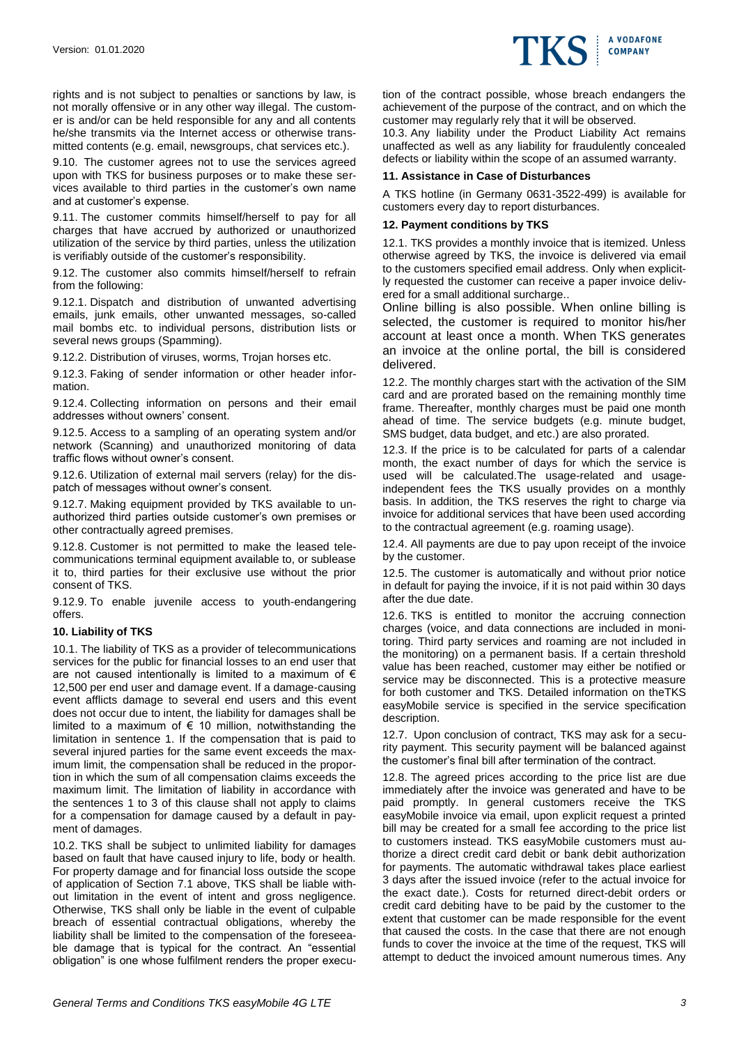rights and is not subject to penalties or sanctions by law, is not morally offensive or in any other way illegal. The customer is and/or can be held responsible for any and all contents he/she transmits via the Internet access or otherwise transmitted contents (e.g. email, newsgroups, chat services etc.).

9.10. The customer agrees not to use the services agreed upon with TKS for business purposes or to make these services available to third parties in the customer's own name and at customer's expense.

9.11. The customer commits himself/herself to pay for all charges that have accrued by authorized or unauthorized utilization of the service by third parties, unless the utilization is verifiably outside of the customer's responsibility.

9.12. The customer also commits himself/herself to refrain from the following:

9.12.1. Dispatch and distribution of unwanted advertising emails, junk emails, other unwanted messages, so-called mail bombs etc. to individual persons, distribution lists or several news groups (Spamming).

9.12.2. Distribution of viruses, worms, Trojan horses etc.

9.12.3. Faking of sender information or other header information.

9.12.4. Collecting information on persons and their email addresses without owners' consent.

9.12.5. Access to a sampling of an operating system and/or network (Scanning) and unauthorized monitoring of data traffic flows without owner's consent.

9.12.6. Utilization of external mail servers (relay) for the dispatch of messages without owner's consent.

9.12.7. Making equipment provided by TKS available to unauthorized third parties outside customer's own premises or other contractually agreed premises.

9.12.8. Customer is not permitted to make the leased telecommunications terminal equipment available to, or sublease it to, third parties for their exclusive use without the prior consent of TKS.

9.12.9. To enable juvenile access to youth-endangering offers.

## 10. Liability of TKS

10.1. The liability of TKS as a provider of telecommunications services for the public for financial losses to an end user that are not caused intentionally is limited to a maximum of € 12,500 per end user and damage event. If a damage-causing event afflicts damage to several end users and this event does not occur due to intent, the liability for damages shall be limited to a maximum of € 10 million, notwithstanding the limitation in sentence 1. If the compensation that is paid to several injured parties for the same event exceeds the maximum limit, the compensation shall be reduced in the proportion in which the sum of all compensation claims exceeds the maximum limit. The limitation of liability in accordance with the sentences 1 to 3 of this clause shall not apply to claims for a compensation for damage caused by a default in payment of damages.

10.2. TKS shall be subject to unlimited liability for damages based on fault that have caused injury to life, body or health. For property damage and for financial loss outside the scope of application of Section 7.1 above, TKS shall be liable without limitation in the event of intent and gross negligence. Otherwise, TKS shall only be liable in the event of culpable breach of essential contractual obligations, whereby the liability shall be limited to the compensation of the foreseeable damage that is typical for the contract. An "essential obligation" is one whose fulfilment renders the proper execution of the contract possible, whose breach endangers the achievement of the purpose of the contract, and on which the customer may regularly rely that it will be observed.

10.3. Any liability under the Product Liability Act remains unaffected as well as any liability for fraudulently concealed defects or liability within the scope of an assumed warranty.

## 11. Assistance in Case of Disturbances

A TKS hotline (in Germany 0631-3522-499) is available for customers every day to report disturbances.

## 12. Payment conditions by TKS

12.1. TKS provides a monthly invoice that is itemized. Unless otherwise agreed by TKS, the invoice is delivered via email to the customers specified email address. Only when explicitly requested the customer can receive a paper invoice delivered for a small additional surcharge..

Online billing is also possible. When online billing is selected, the customer is required to monitor his/her account at least once a month. When TKS generates an invoice at the online portal, the bill is considered delivered.

12.2. The monthly charges start with the activation of the SIM card and are prorated based on the remaining monthly time frame. Thereafter, monthly charges must be paid one month ahead of time. The service budgets (e.g. minute budget, SMS budget, data budget, and etc.) are also prorated.

12.3. If the price is to be calculated for parts of a calendar month, the exact number of days for which the service is used will be calculated.The usage-related and usage-independent fees the TKS usually provides on a monthly basis. In addition, the TKS reserves the right to charge via invoice for additional services that have been used according to the contractual agreement (e.g. roaming usage).

12.4. All payments are due to pay upon receipt of the invoice by the customer.

12.5. The customer is automatically and without prior notice in default for paying the invoice, if it is not paid within 30 days after the due date.

12.6. TKS is entitled to monitor the accruing connection charges (voice, and data connections are included in monitoring. Third party services and roaming are not included in the monitoring) on a permanent basis. If a certain threshold value has been reached, customer may either be notified or service may be disconnected. This is a protective measure for both customer and TKS. Detailed information on theTKS easyMobile service is specified in the service specification description.

12.7. Upon conclusion of contract, TKS may ask for a security payment. This security payment will be balanced against the customer's final bill after termination of the contract.

12.8. The agreed prices according to the price list are due immediately after the invoice was generated and have to be paid promptly. In general customers receive the TKS easyMobile invoice via email, upon explicit request a printed bill may be created for a small fee according to the price list to customers instead. TKS easyMobile customers must authorize a direct credit card debit or bank debit authorization for payments. The automatic withdrawal takes place earliest 3 days after the issued invoice (refer to the actual invoice for the exact date.). Costs for returned direct-debit orders or credit card debiting have to be paid by the customer to the extent that customer can be made responsible for the event that caused the costs. In the case that there are not enough funds to cover the invoice at the time of the request, TKS will attempt to deduct the invoiced amount numerous times. Any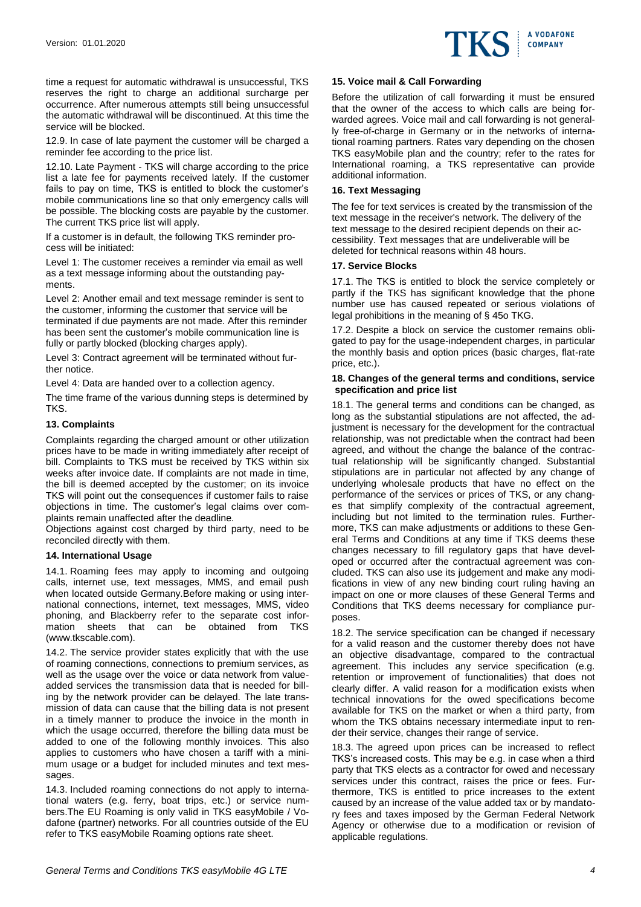time a request for automatic withdrawal is unsuccessful, TKS reserves the right to charge an additional surcharge per occurrence. After numerous attempts still being unsuccessful the automatic withdrawal will be discontinued. At this time the service will be blocked.

12.9. In case of late payment the customer will be charged a reminder fee according to the price list.

12.10. Late Payment - TKS will charge according to the price list a late fee for payments received lately. If the customer fails to pay on time, TKS is entitled to block the customer's mobile communications line so that only emergency calls will be possible. The blocking costs are payable by the customer. The current TKS price list will apply.

If a customer is in default, the following TKS reminder process will be initiated:

Level 1: The customer receives a reminder via email as well as a text message informing about the outstanding payments.

Level 2: Another email and text message reminder is sent to the customer, informing the customer that service will be terminated if due payments are not made. After this reminder has been sent the customer's mobile communication line is fully or partly blocked (blocking charges apply).

Level 3: Contract agreement will be terminated without further notice.

Level 4: Data are handed over to a collection agency.

The time frame of the various dunning steps is determined by TKS.

### 13. Complaints

Complaints regarding the charged amount or other utilization prices have to be made in writing immediately after receipt of bill. Complaints to TKS must be received by TKS within six weeks after invoice date. If complaints are not made in time, the bill is deemed accepted by the customer; on its invoice TKS will point out the consequences if customer fails to raise objections in time. The customer's legal claims over complaints remain unaffected after the deadline.
Objections against cost charged by third party, need to be reconciled directly with them.

### 14. International Usage

14.1. Roaming fees may apply to incoming and outgoing calls, internet use, text messages, MMS, and email push when located outside Germany.Before making or using international connections, internet, text messages, MMS, video phoning, and Blackberry refer to the separate cost information sheets that can be obtained from TKS (www.tkscable.com).

14.2. The service provider states explicitly that with the use of roaming connections, connections to premium services, as well as the usage over the voice or data network from value-added services the transmission data that is needed for billing by the network provider can be delayed. The late transmission of data can cause that the billing data is not present in a timely manner to produce the invoice in the month in which the usage occurred, therefore the billing data must be added to one of the following monthly invoices. This also applies to customers who have chosen a tariff with a minimum usage or a budget for included minutes and text messages.

14.3. Included roaming connections do not apply to international waters (e.g. ferry, boat trips, etc.) or service numbers.The EU Roaming is only valid in TKS easyMobile / Vodafone (partner) networks. For all countries outside of the EU refer to TKS easyMobile Roaming options rate sheet.

### 15. Voice mail & Call Forwarding

Before the utilization of call forwarding it must be ensured that the owner of the access to which calls are being forwarded agrees. Voice mail and call forwarding is not generally free-of-charge in Germany or in the networks of international roaming partners. Rates vary depending on the chosen TKS easyMobile plan and the country; refer to the rates for International roaming, a TKS representative can provide additional information.

### 16. Text Messaging

The fee for text services is created by the transmission of the text message in the receiver's network. The delivery of the text message to the desired recipient depends on their accessibility. Text messages that are undeliverable will be deleted for technical reasons within 48 hours.

### 17. Service Blocks

17.1. The TKS is entitled to block the service completely or partly if the TKS has significant knowledge that the phone number use has caused repeated or serious violations of legal prohibitions in the meaning of § 45o TKG.

17.2. Despite a block on service the customer remains obligated to pay for the usage-independent charges, in particular the monthly basis and option prices (basic charges, flat-rate price, etc.).

### 18. Changes of the general terms and conditions, service specification and price list

18.1. The general terms and conditions can be changed, as long as the substantial stipulations are not affected, the adjustment is necessary for the development for the contractual relationship, was not predictable when the contract had been agreed, and without the change the balance of the contractual relationship will be significantly changed. Substantial stipulations are in particular not affected by any change of underlying wholesale products that have no effect on the performance of the services or prices of TKS, or any changes that simplify complexity of the contractual agreement, including but not limited to the termination rules. Furthermore, TKS can make adjustments or additions to these General Terms and Conditions at any time if TKS deems these changes necessary to fill regulatory gaps that have developed or occurred after the contractual agreement was concluded. TKS can also use its judgement and make any modifications in view of any new binding court ruling having an impact on one or more clauses of these General Terms and Conditions that TKS deems necessary for compliance purposes.

18.2. The service specification can be changed if necessary for a valid reason and the customer thereby does not have an objective disadvantage, compared to the contractual agreement. This includes any service specification (e.g. retention or improvement of functionalities) that does not clearly differ. A valid reason for a modification exists when technical innovations for the owed specifications become available for TKS on the market or when a third party, from whom the TKS obtains necessary intermediate input to render their service, changes their range of service.

18.3. The agreed upon prices can be increased to reflect TKS's increased costs. This may be e.g. in case when a third party that TKS elects as a contractor for owed and necessary services under this contract, raises the price or fees. Furthermore, TKS is entitled to price increases to the extent caused by an increase of the value added tax or by mandatory fees and taxes imposed by the German Federal Network Agency or otherwise due to a modification or revision of applicable regulations.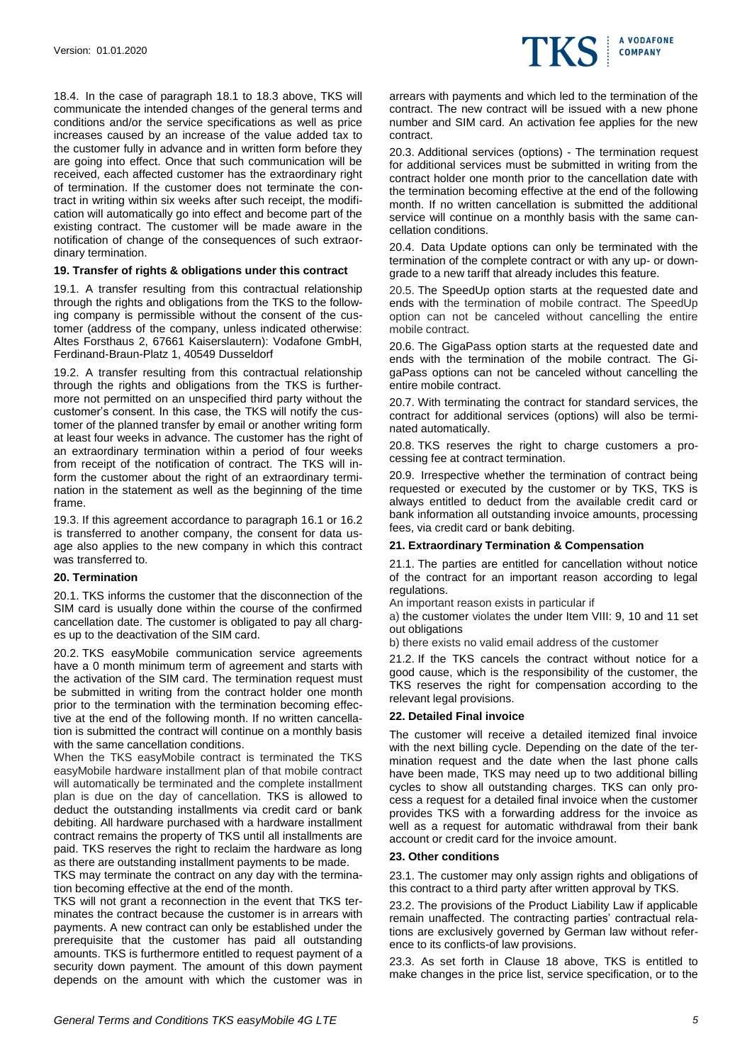18.4. In the case of paragraph 18.1 to 18.3 above, TKS will communicate the intended changes of the general terms and conditions and/or the service specifications as well as price increases caused by an increase of the value added tax to the customer fully in advance and in written form before they are going into effect. Once that such communication will be received, each affected customer has the extraordinary right of termination. If the customer does not terminate the contract in writing within six weeks after such receipt, the modification will automatically go into effect and become part of the existing contract. The customer will be made aware in the notification of change of the consequences of such extraordinary termination.

**19. Transfer of rights & obligations under this contract**

19.1. A transfer resulting from this contractual relationship through the rights and obligations from the TKS to the following company is permissible without the consent of the customer (address of the company, unless indicated otherwise: Altes Forsthaus 2, 67661 Kaiserslautern): Vodafone GmbH, Ferdinand-Braun-Platz 1, 40549 Dusseldorf

19.2. A transfer resulting from this contractual relationship through the rights and obligations from the TKS is furthermore not permitted on an unspecified third party without the customer's consent. In this case, the TKS will notify the customer of the planned transfer by email or another writing form at least four weeks in advance. The customer has the right of an extraordinary termination within a period of four weeks from receipt of the notification of contract. The TKS will inform the customer about the right of an extraordinary termination in the statement as well as the beginning of the time frame.

19.3. If this agreement accordance to paragraph 16.1 or 16.2 is transferred to another company, the consent for data usage also applies to the new company in which this contract was transferred to.

**20. Termination**

20.1. TKS informs the customer that the disconnection of the SIM card is usually done within the course of the confirmed cancellation date. The customer is obligated to pay all charges up to the deactivation of the SIM card.

20.2. TKS easyMobile communication service agreements have a 0 month minimum term of agreement and starts with the activation of the SIM card. The termination request must be submitted in writing from the contract holder one month prior to the termination with the termination becoming effective at the end of the following month. If no written cancellation is submitted the contract will continue on a monthly basis with the same cancellation conditions.

When the TKS easyMobile contract is terminated the TKS easyMobile hardware installment plan of that mobile contract will automatically be terminated and the complete installment plan is due on the day of cancellation. TKS is allowed to deduct the outstanding installments via credit card or bank debiting. All hardware purchased with a hardware installment contract remains the property of TKS until all installments are paid. TKS reserves the right to reclaim the hardware as long as there are outstanding installment payments to be made.

TKS may terminate the contract on any day with the termination becoming effective at the end of the month.

TKS will not grant a reconnection in the event that TKS terminates the contract because the customer is in arrears with payments. A new contract can only be established under the prerequisite that the customer has paid all outstanding amounts. TKS is furthermore entitled to request payment of a security down payment. The amount of this down payment depends on the amount with which the customer was in arrears with payments and which led to the termination of the contract. The new contract will be issued with a new phone number and SIM card. An activation fee applies for the new contract.

20.3. Additional services (options) - The termination request for additional services must be submitted in writing from the contract holder one month prior to the cancellation date with the termination becoming effective at the end of the following month. If no written cancellation is submitted the additional service will continue on a monthly basis with the same cancellation conditions.

20.4. Data Update options can only be terminated with the termination of the complete contract or with any up- or downgrade to a new tariff that already includes this feature.

20.5. The SpeedUp option starts at the requested date and ends with the termination of mobile contract. The SpeedUp option can not be canceled without cancelling the entire mobile contract.

20.6. The GigaPass option starts at the requested date and ends with the termination of the mobile contract. The GigaPass options can not be canceled without cancelling the entire mobile contract.

20.7. With terminating the contract for standard services, the contract for additional services (options) will also be terminated automatically.

20.8. TKS reserves the right to charge customers a processing fee at contract termination.

20.9. Irrespective whether the termination of contract being requested or executed by the customer or by TKS, TKS is always entitled to deduct from the available credit card or bank information all outstanding invoice amounts, processing fees, via credit card or bank debiting.

**21. Extraordinary Termination & Compensation**

21.1. The parties are entitled for cancellation without notice of the contract for an important reason according to legal regulations.

An important reason exists in particular if

a) the customer violates the under Item VIII: 9, 10 and 11 set out obligations

b) there exists no valid email address of the customer

21.2. If the TKS cancels the contract without notice for a good cause, which is the responsibility of the customer, the TKS reserves the right for compensation according to the relevant legal provisions.

**22. Detailed Final invoice**

The customer will receive a detailed itemized final invoice with the next billing cycle. Depending on the date of the termination request and the date when the last phone calls have been made, TKS may need up to two additional billing cycles to show all outstanding charges. TKS can only process a request for a detailed final invoice when the customer provides TKS with a forwarding address for the invoice as well as a request for automatic withdrawal from their bank account or credit card for the invoice amount.

**23. Other conditions**

23.1. The customer may only assign rights and obligations of this contract to a third party after written approval by TKS.

23.2. The provisions of the Product Liability Law if applicable remain unaffected. The contracting parties' contractual relations are exclusively governed by German law without reference to its conflicts-of law provisions.

23.3. As set forth in Clause 18 above, TKS is entitled to make changes in the price list, service specification, or to the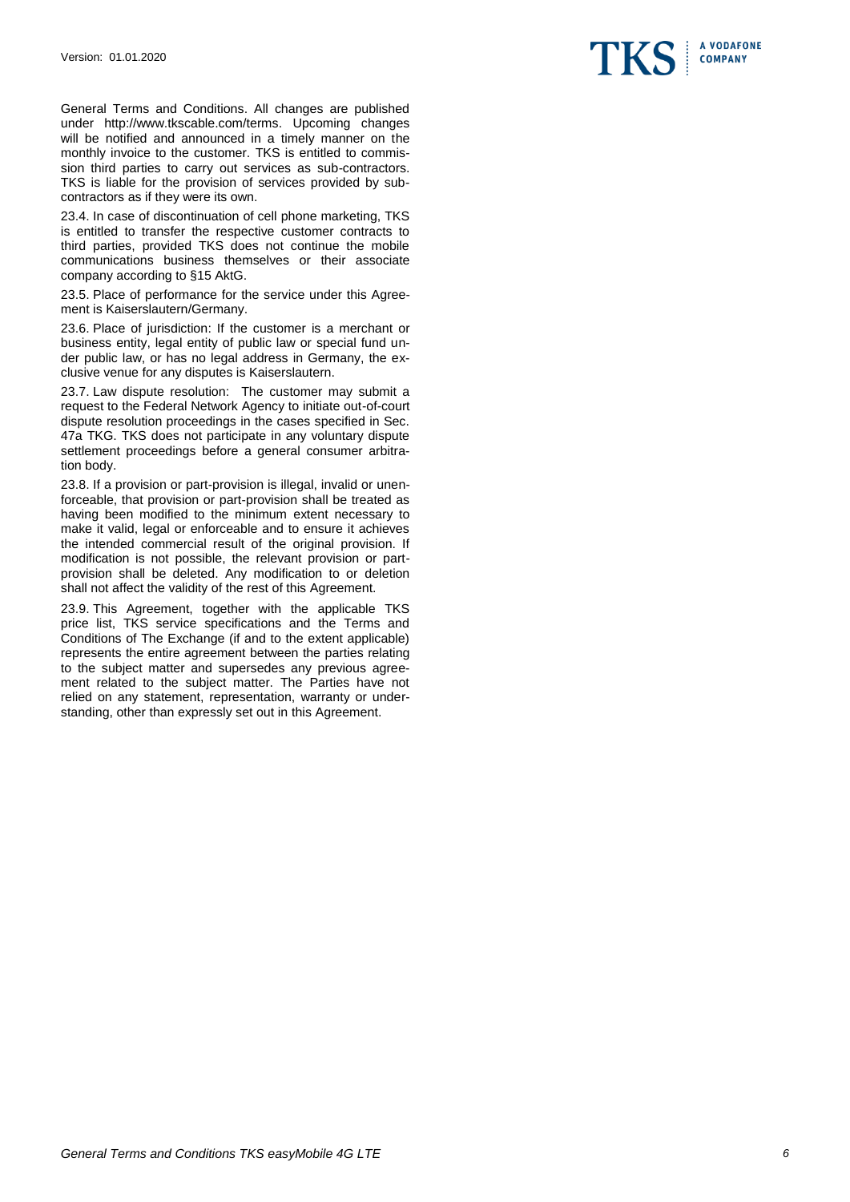General Terms and Conditions. All changes are published under http://www.tkscable.com/terms. Upcoming changes will be notified and announced in a timely manner on the monthly invoice to the customer. TKS is entitled to commission third parties to carry out services as sub-contractors. TKS is liable for the provision of services provided by sub-contractors as if they were its own.

23.4. In case of discontinuation of cell phone marketing, TKS is entitled to transfer the respective customer contracts to third parties, provided TKS does not continue the mobile communications business themselves or their associate company according to §15 AktG.

23.5. Place of performance for the service under this Agreement is Kaiserslautern/Germany.

23.6. Place of jurisdiction: If the customer is a merchant or business entity, legal entity of public law or special fund under public law, or has no legal address in Germany, the exclusive venue for any disputes is Kaiserslautern.

23.7. Law dispute resolution: The customer may submit a request to the Federal Network Agency to initiate out-of-court dispute resolution proceedings in the cases specified in Sec. 47a TKG. TKS does not participate in any voluntary dispute settlement proceedings before a general consumer arbitration body.

23.8. If a provision or part-provision is illegal, invalid or unenforceable, that provision or part-provision shall be treated as having been modified to the minimum extent necessary to make it valid, legal or enforceable and to ensure it achieves the intended commercial result of the original provision. If modification is not possible, the relevant provision or part-provision shall be deleted. Any modification to or deletion shall not affect the validity of the rest of this Agreement.

23.9. This Agreement, together with the applicable TKS price list, TKS service specifications and the Terms and Conditions of The Exchange (if and to the extent applicable) represents the entire agreement between the parties relating to the subject matter and supersedes any previous agreement related to the subject matter. The Parties have not relied on any statement, representation, warranty or understanding, other than expressly set out in this Agreement.